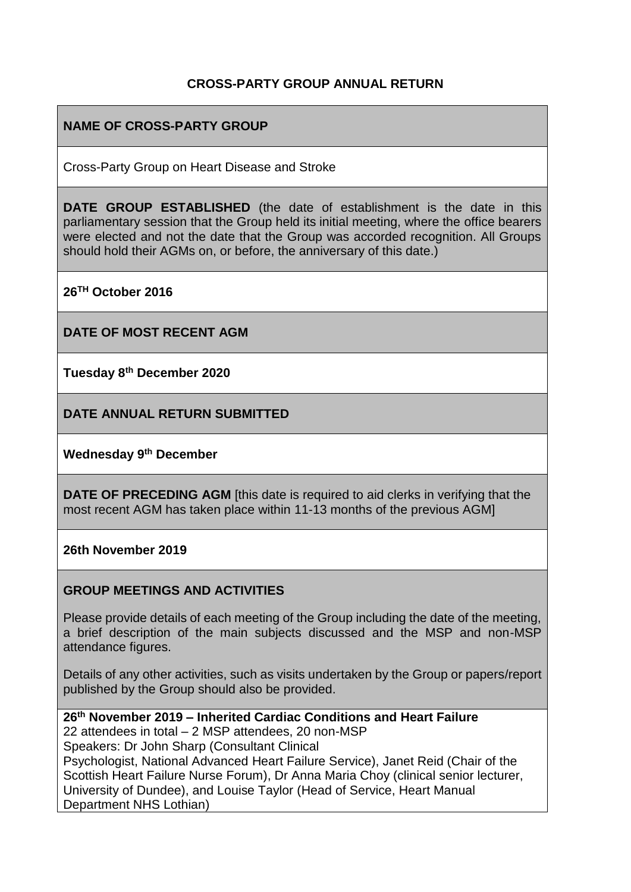**CROSS-PARTY GROUP ANNUAL RETURN**

**NAME OF CROSS-PARTY GROUP**

Cross-Party Group on Heart Disease and Stroke

**DATE GROUP ESTABLISHED** (the date of establishment is the date in this parliamentary session that the Group held its initial meeting, where the office bearers were elected and not the date that the Group was accorded recognition. All Groups should hold their AGMs on, or before, the anniversary of this date.)

**26TH October 2016**

**DATE OF MOST RECENT AGM**

**Tuesday 8th December 2020**

**DATE ANNUAL RETURN SUBMITTED**

**Wednesday 9th December**

**DATE OF PRECEDING AGM** [this date is required to aid clerks in verifying that the most recent AGM has taken place within 11-13 months of the previous AGM]

**26th November 2019**

**GROUP MEETINGS AND ACTIVITIES**

Please provide details of each meeting of the Group including the date of the meeting, a brief description of the main subjects discussed and the MSP and non-MSP attendance figures.

Details of any other activities, such as visits undertaken by the Group or papers/report published by the Group should also be provided.

**26th November 2019 – Inherited Cardiac Conditions and Heart Failure**
22 attendees in total – 2 MSP attendees, 20 non-MSP
Speakers: Dr John Sharp (Consultant Clinical Psychologist, National Advanced Heart Failure Service), Janet Reid (Chair of the Scottish Heart Failure Nurse Forum), Dr Anna Maria Choy (clinical senior lecturer, University of Dundee), and Louise Taylor (Head of Service, Heart Manual Department NHS Lothian)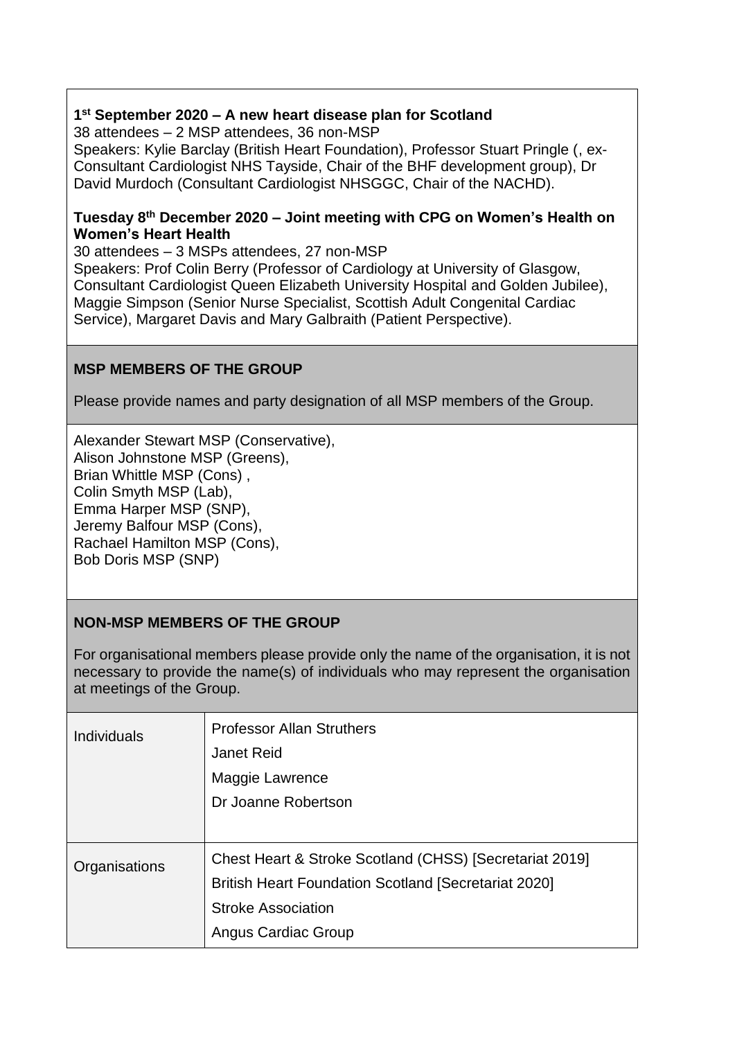**1st September 2020 – A new heart disease plan for Scotland**

38 attendees – 2 MSP attendees, 36 non-MSP

Speakers: Kylie Barclay (British Heart Foundation), Professor Stuart Pringle (, ex-Consultant Cardiologist NHS Tayside, Chair of the BHF development group), Dr David Murdoch (Consultant Cardiologist NHSGGC, Chair of the NACHD).

**Tuesday 8th December 2020 – Joint meeting with CPG on Women's Health on Women's Heart Health**

30 attendees – 3 MSPs attendees, 27 non-MSP

Speakers: Prof Colin Berry (Professor of Cardiology at University of Glasgow, Consultant Cardiologist Queen Elizabeth University Hospital and Golden Jubilee), Maggie Simpson (Senior Nurse Specialist, Scottish Adult Congenital Cardiac Service), Margaret Davis and Mary Galbraith (Patient Perspective).

**MSP MEMBERS OF THE GROUP**

Please provide names and party designation of all MSP members of the Group.

Alexander Stewart MSP (Conservative),
Alison Johnstone MSP (Greens),
Brian Whittle MSP (Cons) ,
Colin Smyth MSP (Lab),
Emma Harper MSP (SNP),
Jeremy Balfour MSP (Cons),
Rachael Hamilton MSP (Cons),
Bob Doris MSP (SNP)

**NON-MSP MEMBERS OF THE GROUP**

For organisational members please provide only the name of the organisation, it is not necessary to provide the name(s) of individuals who may represent the organisation at meetings of the Group.

| | |
|---|---|
| Individuals | Professor Allan Struthers<br>Janet Reid<br>Maggie Lawrence<br>Dr Joanne Robertson |
| Organisations | Chest Heart & Stroke Scotland (CHSS) [Secretariat 2019]<br>British Heart Foundation Scotland [Secretariat 2020]<br>Stroke Association<br>Angus Cardiac Group |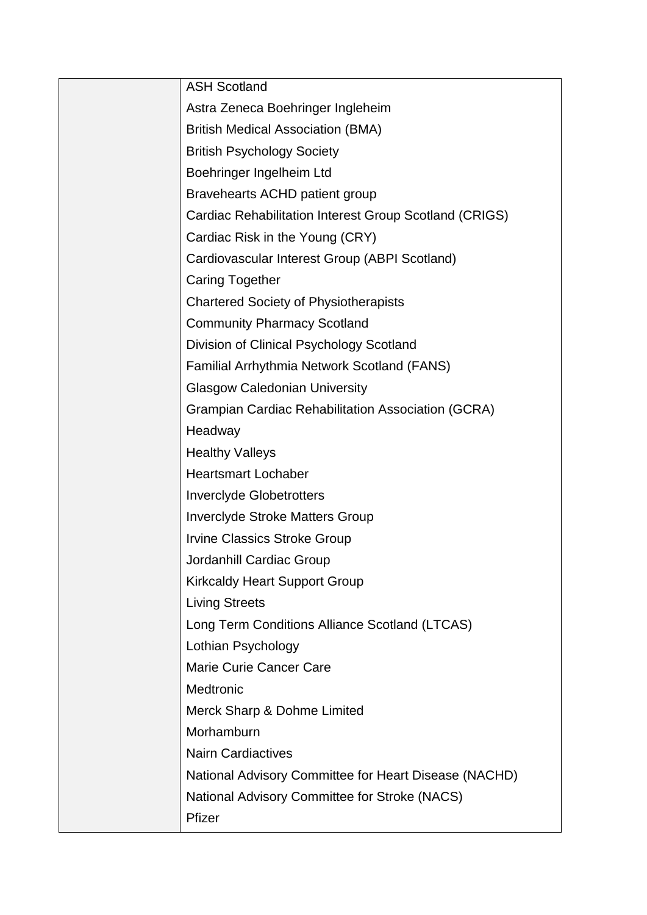| | |
|---|---|
| | ASH Scotland |
| | Astra Zeneca Boehringer Ingleheim |
| | British Medical Association (BMA) |
| | British Psychology Society |
| | Boehringer Ingelheim Ltd |
| | Bravehearts ACHD patient group |
| | Cardiac Rehabilitation Interest Group Scotland (CRIGS) |
| | Cardiac Risk in the Young (CRY) |
| | Cardiovascular Interest Group (ABPI Scotland) |
| | Caring Together |
| | Chartered Society of Physiotherapists |
| | Community Pharmacy Scotland |
| | Division of Clinical Psychology Scotland |
| | Familial Arrhythmia Network Scotland (FANS) |
| | Glasgow Caledonian University |
| | Grampian Cardiac Rehabilitation Association (GCRA) |
| | Headway |
| | Healthy Valleys |
| | Heartsmart Lochaber |
| | Inverclyde Globetrotters |
| | Inverclyde Stroke Matters Group |
| | Irvine Classics Stroke Group |
| | Jordanhill Cardiac Group |
| | Kirkcaldy Heart Support Group |
| | Living Streets |
| | Long Term Conditions Alliance Scotland (LTCAS) |
| | Lothian Psychology |
| | Marie Curie Cancer Care |
| | Medtronic |
| | Merck Sharp & Dohme Limited |
| | Morhamburn |
| | Nairn Cardiactives |
| | National Advisory Committee for Heart Disease (NACHD) |
| | National Advisory Committee for Stroke (NACS) |
| | Pfizer |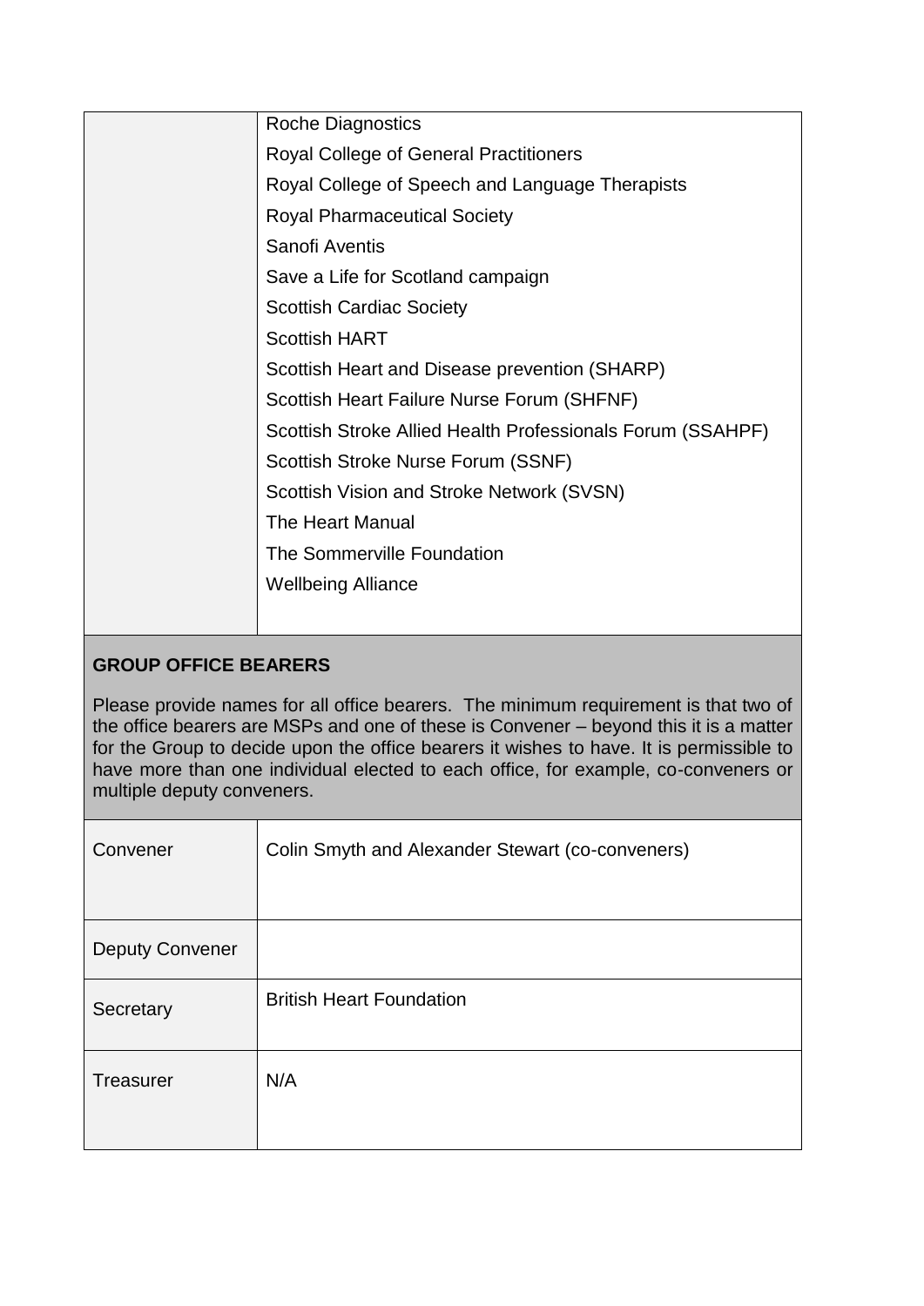| | |
|---|---|
| | Roche Diagnostics<br>Royal College of General Practitioners<br>Royal College of Speech and Language Therapists<br>Royal Pharmaceutical Society<br>Sanofi Aventis<br>Save a Life for Scotland campaign<br>Scottish Cardiac Society<br>Scottish HART<br>Scottish Heart and Disease prevention (SHARP)<br>Scottish Heart Failure Nurse Forum (SHFNF)<br>Scottish Stroke Allied Health Professionals Forum (SSAHPF)<br>Scottish Stroke Nurse Forum (SSNF)<br>Scottish Vision and Stroke Network (SVSN)<br>The Heart Manual<br>The Sommerville Foundation<br>Wellbeing Alliance |

**GROUP OFFICE BEARERS**

Please provide names for all office bearers. The minimum requirement is that two of the office bearers are MSPs and one of these is Convener – beyond this it is a matter for the Group to decide upon the office bearers it wishes to have. It is permissible to have more than one individual elected to each office, for example, co-conveners or multiple deputy conveners.

| | |
|---|---|
| Convener | Colin Smyth and Alexander Stewart (co-conveners) |
| Deputy Convener | |
| Secretary | British Heart Foundation |
| Treasurer | N/A |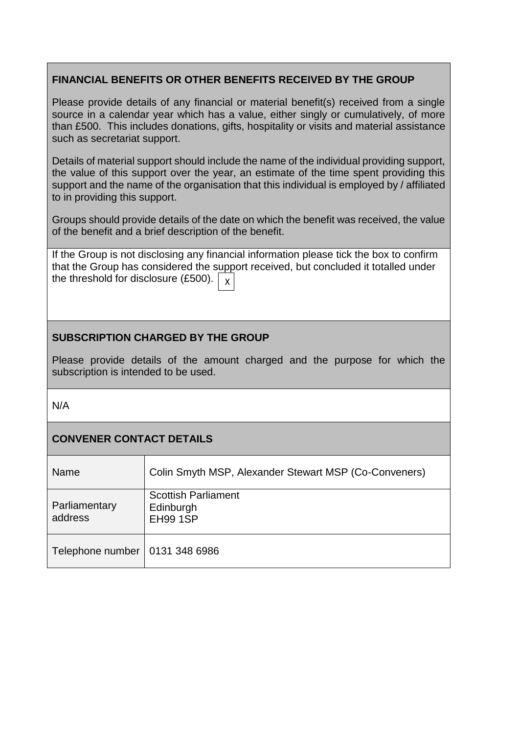## FINANCIAL BENEFITS OR OTHER BENEFITS RECEIVED BY THE GROUP

Please provide details of any financial or material benefit(s) received from a single source in a calendar year which has a value, either singly or cumulatively, of more than £500. This includes donations, gifts, hospitality or visits and material assistance such as secretariat support.

Details of material support should include the name of the individual providing support, the value of this support over the year, an estimate of the time spent providing this support and the name of the organisation that this individual is employed by / affiliated to in providing this support.

Groups should provide details of the date on which the benefit was received, the value of the benefit and a brief description of the benefit.

If the Group is not disclosing any financial information please tick the box to confirm that the Group has considered the support received, but concluded it totalled under the threshold for disclosure (£500). X

## SUBSCRIPTION CHARGED BY THE GROUP

Please provide details of the amount charged and the purpose for which the subscription is intended to be used.

N/A

## CONVENER CONTACT DETAILS

| | |
|---|---|
| Name | Colin Smyth MSP, Alexander Stewart MSP (Co-Conveners) |
| Parliamentary address | Scottish Parliament<br>Edinburgh<br>EH99 1SP |
| Telephone number | 0131 348 6986 |